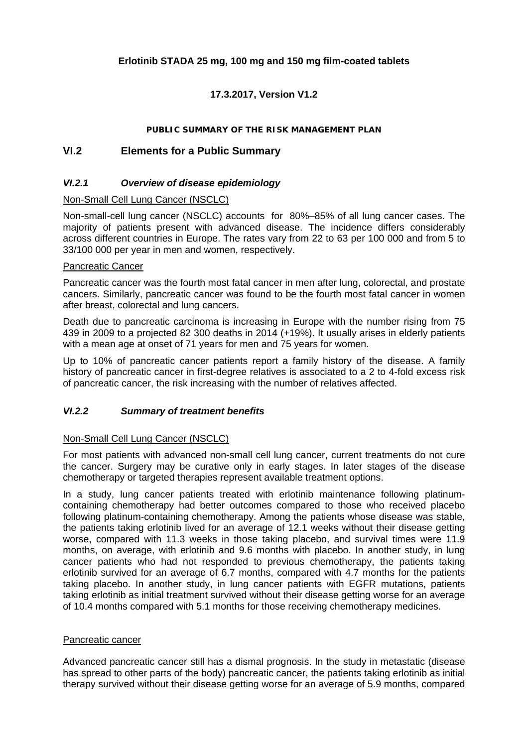**Erlotinib STADA 25 mg, 100 mg and 150 mg film-coated tablets**

**17.3.2017, Version V1.2**

**PUBLIC SUMMARY OF THE RISK MANAGEMENT PLAN**

## VI.2 Elements for a Public Summary

### *VI.2.1 Overview of disease epidemiology*

Non-Small Cell Lung Cancer (NSCLC)

Non-small-cell lung cancer (NSCLC) accounts for 80%–85% of all lung cancer cases. The majority of patients present with advanced disease. The incidence differs considerably across different countries in Europe. The rates vary from 22 to 63 per 100 000 and from 5 to 33/100 000 per year in men and women, respectively.

Pancreatic Cancer

Pancreatic cancer was the fourth most fatal cancer in men after lung, colorectal, and prostate cancers. Similarly, pancreatic cancer was found to be the fourth most fatal cancer in women after breast, colorectal and lung cancers.

Death due to pancreatic carcinoma is increasing in Europe with the number rising from 75 439 in 2009 to a projected 82 300 deaths in 2014 (+19%). It usually arises in elderly patients with a mean age at onset of 71 years for men and 75 years for women.

Up to 10% of pancreatic cancer patients report a family history of the disease. A family history of pancreatic cancer in first-degree relatives is associated to a 2 to 4-fold excess risk of pancreatic cancer, the risk increasing with the number of relatives affected.

### *VI.2.2 Summary of treatment benefits*

Non-Small Cell Lung Cancer (NSCLC)

For most patients with advanced non-small cell lung cancer, current treatments do not cure the cancer. Surgery may be curative only in early stages. In later stages of the disease chemotherapy or targeted therapies represent available treatment options.

In a study, lung cancer patients treated with erlotinib maintenance following platinum-containing chemotherapy had better outcomes compared to those who received placebo following platinum-containing chemotherapy. Among the patients whose disease was stable, the patients taking erlotinib lived for an average of 12.1 weeks without their disease getting worse, compared with 11.3 weeks in those taking placebo, and survival times were 11.9 months, on average, with erlotinib and 9.6 months with placebo. In another study, in lung cancer patients who had not responded to previous chemotherapy, the patients taking erlotinib survived for an average of 6.7 months, compared with 4.7 months for the patients taking placebo. In another study, in lung cancer patients with EGFR mutations, patients taking erlotinib as initial treatment survived without their disease getting worse for an average of 10.4 months compared with 5.1 months for those receiving chemotherapy medicines.

Pancreatic cancer

Advanced pancreatic cancer still has a dismal prognosis. In the study in metastatic (disease has spread to other parts of the body) pancreatic cancer, the patients taking erlotinib as initial therapy survived without their disease getting worse for an average of 5.9 months, compared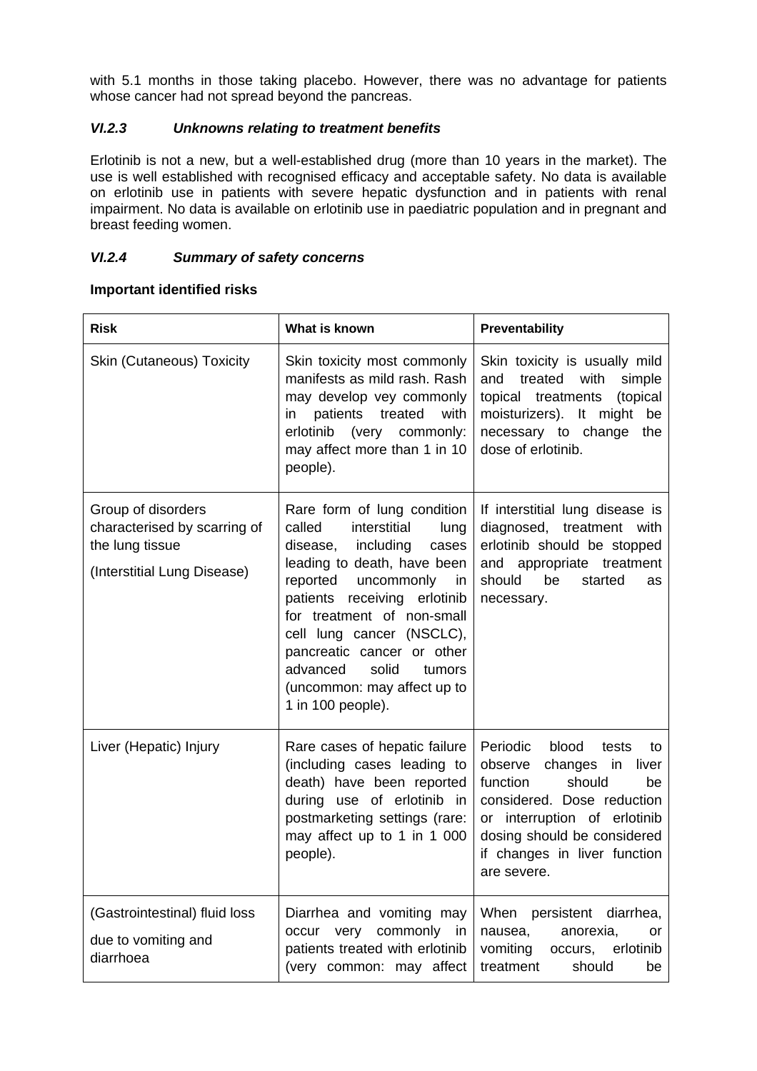with 5.1 months in those taking placebo. However, there was no advantage for patients whose cancer had not spread beyond the pancreas.

### *VI.2.3 Unknowns relating to treatment benefits*

Erlotinib is not a new, but a well-established drug (more than 10 years in the market). The use is well established with recognised efficacy and acceptable safety. No data is available on erlotinib use in patients with severe hepatic dysfunction and in patients with renal impairment. No data is available on erlotinib use in paediatric population and in pregnant and breast feeding women.

### *VI.2.4 Summary of safety concerns*

**Important identified risks**

| Risk | What is known | Preventability |
|---|---|---|
| Skin (Cutaneous) Toxicity | Skin toxicity most commonly manifests as mild rash. Rash may develop vey commonly in patients treated with erlotinib (very commonly: may affect more than 1 in 10 people). | Skin toxicity is usually mild and treated with simple topical treatments (topical moisturizers). It might be necessary to change the dose of erlotinib. |
| Group of disorders characterised by scarring of the lung tissue<br><br>(Interstitial Lung Disease) | Rare form of lung condition called interstitial lung disease, including cases leading to death, have been reported uncommonly in patients receiving erlotinib for treatment of non-small cell lung cancer (NSCLC), pancreatic cancer or other advanced solid tumors (uncommon: may affect up to 1 in 100 people). | If interstitial lung disease is diagnosed, treatment with erlotinib should be stopped and appropriate treatment should be started as necessary. |
| Liver (Hepatic) Injury | Rare cases of hepatic failure (including cases leading to death) have been reported during use of erlotinib in postmarketing settings (rare: may affect up to 1 in 1 000 people). | Periodic blood tests to observe changes in liver function should be considered. Dose reduction or interruption of erlotinib dosing should be considered if changes in liver function are severe. |
| (Gastrointestinal) fluid loss<br><br>due to vomiting and diarrhoea | Diarrhea and vomiting may occur very commonly in patients treated with erlotinib (very common: may affect | When persistent diarrhea, nausea, anorexia, or vomiting occurs, erlotinib treatment should be |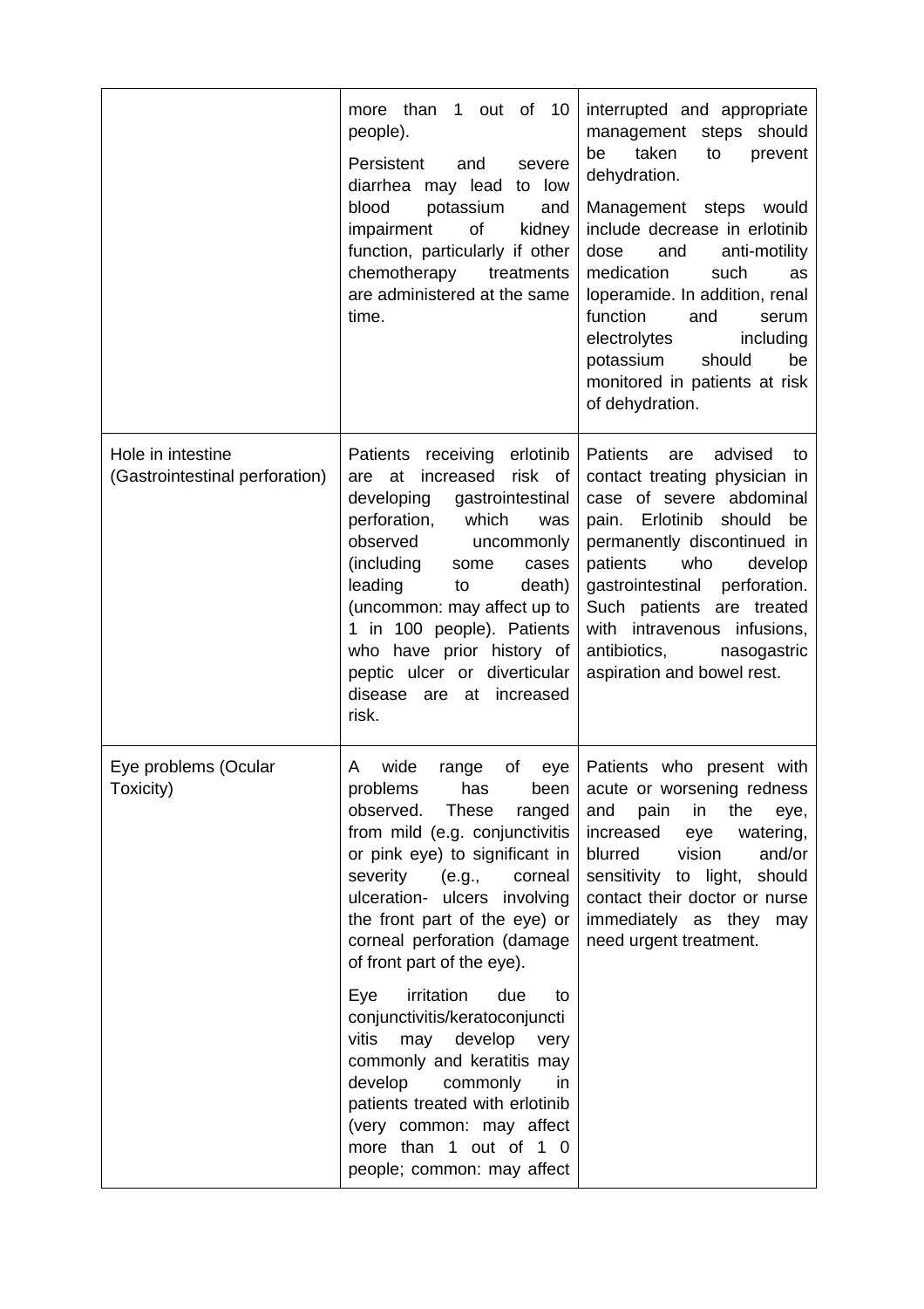| | | |
|---|---|---|
| | more than 1 out of 10 people).<br><br>Persistent and severe diarrhea may lead to low blood potassium and impairment of kidney function, particularly if other chemotherapy treatments are administered at the same time. | interrupted and appropriate management steps should be taken to prevent dehydration.<br><br>Management steps would include decrease in erlotinib dose and anti-motility medication such as loperamide. In addition, renal function and serum electrolytes including potassium should be monitored in patients at risk of dehydration. |
| Hole in intestine (Gastrointestinal perforation) | Patients receiving erlotinib are at increased risk of developing gastrointestinal perforation, which was observed uncommonly (including some cases leading to death) (uncommon: may affect up to 1 in 100 people). Patients who have prior history of peptic ulcer or diverticular disease are at increased risk. | Patients are advised to contact treating physician in case of severe abdominal pain. Erlotinib should be permanently discontinued in patients who develop gastrointestinal perforation. Such patients are treated with intravenous infusions, antibiotics, nasogastric aspiration and bowel rest. |
| Eye problems (Ocular Toxicity) | A wide range of eye problems has been observed. These ranged from mild (e.g. conjunctivitis or pink eye) to significant in severity (e.g., corneal ulceration- ulcers involving the front part of the eye) or corneal perforation (damage of front part of the eye).<br><br>Eye irritation due to conjunctivitis/keratoconjunctivitis may develop very commonly and keratitis may develop commonly in patients treated with erlotinib (very common: may affect more than 1 out of 1 0 people; common: may affect | Patients who present with acute or worsening redness and pain in the eye, increased eye watering, blurred vision and/or sensitivity to light, should contact their doctor or nurse immediately as they may need urgent treatment. |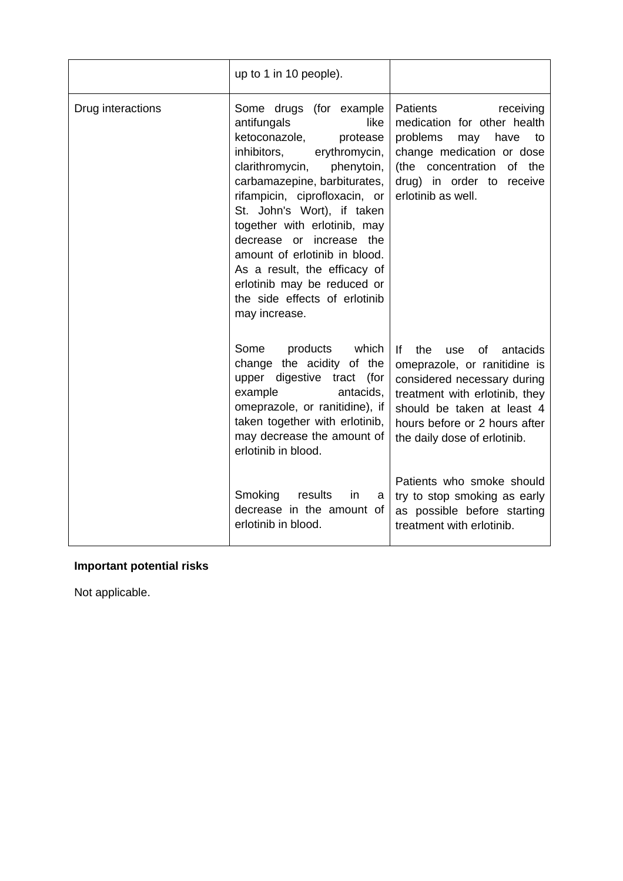| | | |
|---|---|---|
| | up to 1 in 10 people). | |
| Drug interactions | Some drugs (for example antifungals like ketoconazole, protease inhibitors, erythromycin, clarithromycin, phenytoin, carbamazepine, barbiturates, rifampicin, ciprofloxacin, or St. John's Wort), if taken together with erlotinib, may decrease or increase the amount of erlotinib in blood. As a result, the efficacy of erlotinib may be reduced or the side effects of erlotinib may increase. | Patients receiving medication for other health problems may have to change medication or dose (the concentration of the drug) in order to receive erlotinib as well. |
| | Some products which change the acidity of the upper digestive tract (for example antacids, omeprazole, or ranitidine), if taken together with erlotinib, may decrease the amount of erlotinib in blood. | If the use of antacids omeprazole, or ranitidine is considered necessary during treatment with erlotinib, they should be taken at least 4 hours before or 2 hours after the daily dose of erlotinib. |
| | Smoking results in a decrease in the amount of erlotinib in blood. | Patients who smoke should try to stop smoking as early as possible before starting treatment with erlotinib. |

**Important potential risks**

Not applicable.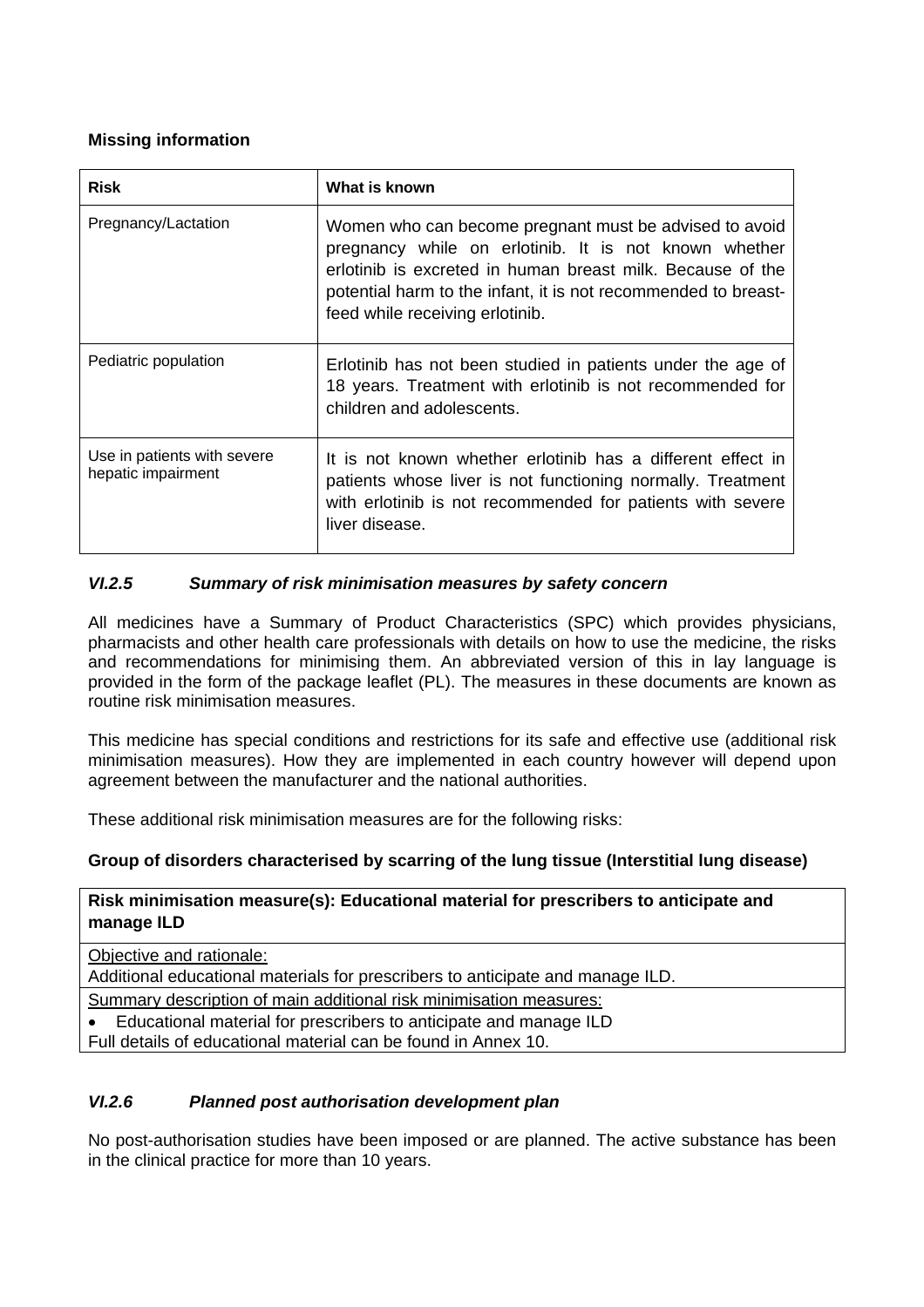**Missing information**

| Risk | What is known |
|---|---|
| Pregnancy/Lactation | Women who can become pregnant must be advised to avoid pregnancy while on erlotinib. It is not known whether erlotinib is excreted in human breast milk. Because of the potential harm to the infant, it is not recommended to breast-feed while receiving erlotinib. |
| Pediatric population | Erlotinib has not been studied in patients under the age of 18 years. Treatment with erlotinib is not recommended for children and adolescents. |
| Use in patients with severe hepatic impairment | It is not known whether erlotinib has a different effect in patients whose liver is not functioning normally. Treatment with erlotinib is not recommended for patients with severe liver disease. |

### *VI.2.5 Summary of risk minimisation measures by safety concern*

All medicines have a Summary of Product Characteristics (SPC) which provides physicians, pharmacists and other health care professionals with details on how to use the medicine, the risks and recommendations for minimising them. An abbreviated version of this in lay language is provided in the form of the package leaflet (PL). The measures in these documents are known as routine risk minimisation measures.

This medicine has special conditions and restrictions for its safe and effective use (additional risk minimisation measures). How they are implemented in each country however will depend upon agreement between the manufacturer and the national authorities.

These additional risk minimisation measures are for the following risks:

**Group of disorders characterised by scarring of the lung tissue (Interstitial lung disease)**

| **Risk minimisation measure(s): Educational material for prescribers to anticipate and manage ILD** |
|---|
| Objective and rationale:<br>Additional educational materials for prescribers to anticipate and manage ILD. |
| Summary description of main additional risk minimisation measures:<br>• Educational material for prescribers to anticipate and manage ILD<br>Full details of educational material can be found in Annex 10. |

### *VI.2.6 Planned post authorisation development plan*

No post-authorisation studies have been imposed or are planned. The active substance has been in the clinical practice for more than 10 years.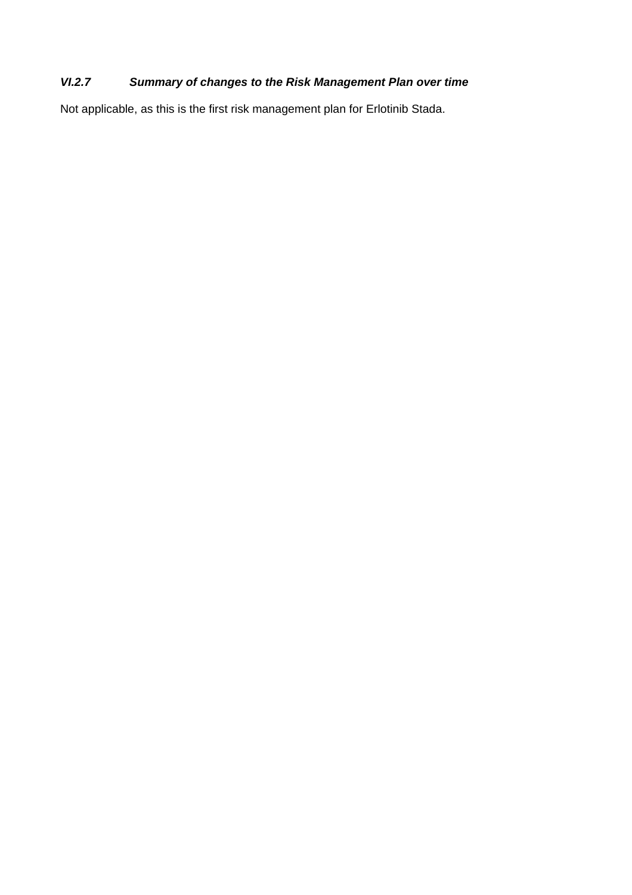### *VI.2.7 Summary of changes to the Risk Management Plan over time*

Not applicable, as this is the first risk management plan for Erlotinib Stada.